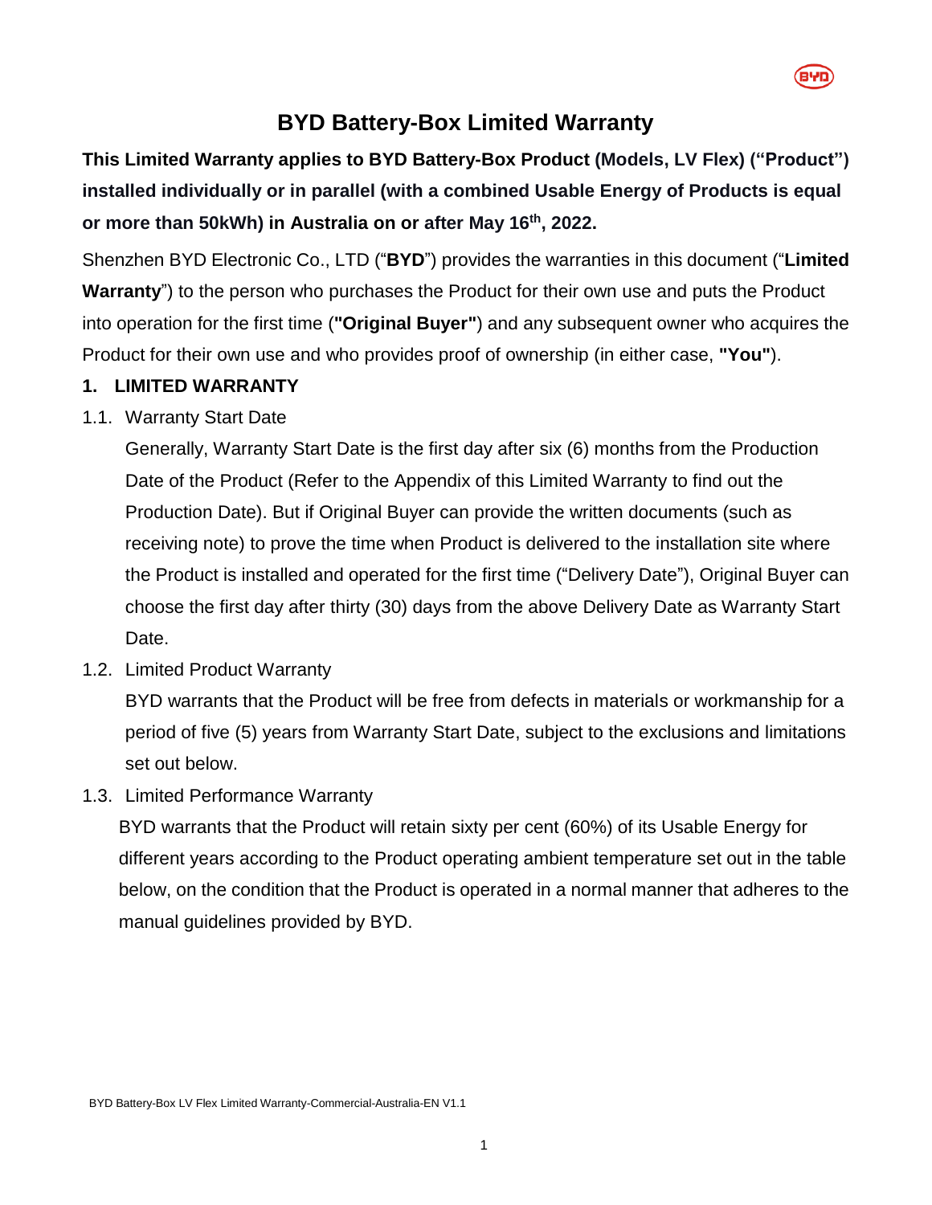# BYD Battery-Box Limited Warranty

**This Limited Warranty applies to BYD Battery-Box Product (Models, LV Flex) ("Product") installed individually or in parallel (with a combined Usable Energy of Products is equal or more than 50kWh) in Australia on or after May 16th, 2022.**

Shenzhen BYD Electronic Co., LTD ("**BYD**") provides the warranties in this document ("**Limited Warranty**") to the person who purchases the Product for their own use and puts the Product into operation for the first time (**"Original Buyer"**) and any subsequent owner who acquires the Product for their own use and who provides proof of ownership (in either case, **"You"**).

## 1. LIMITED WARRANTY

1.1. Warranty Start Date

Generally, Warranty Start Date is the first day after six (6) months from the Production Date of the Product (Refer to the Appendix of this Limited Warranty to find out the Production Date). But if Original Buyer can provide the written documents (such as receiving note) to prove the time when Product is delivered to the installation site where the Product is installed and operated for the first time ("Delivery Date"), Original Buyer can choose the first day after thirty (30) days from the above Delivery Date as Warranty Start Date.

1.2. Limited Product Warranty

BYD warrants that the Product will be free from defects in materials or workmanship for a period of five (5) years from Warranty Start Date, subject to the exclusions and limitations set out below.

1.3. Limited Performance Warranty

BYD warrants that the Product will retain sixty per cent (60%) of its Usable Energy for different years according to the Product operating ambient temperature set out in the table below, on the condition that the Product is operated in a normal manner that adheres to the manual guidelines provided by BYD.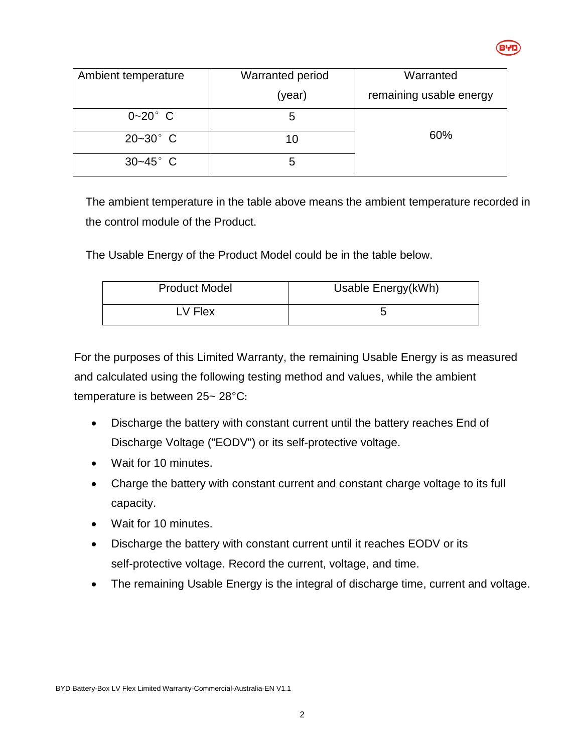| Ambient temperature | Warranted period (year) | Warranted remaining usable energy |
|---|---|---|
| 0~20° C | 5 | 60% |
| 20~30° C | 10 | |
| 30~45° C | 5 | |

The ambient temperature in the table above means the ambient temperature recorded in the control module of the Product.

The Usable Energy of the Product Model could be in the table below.

| Product Model | Usable Energy(kWh) |
|---|---|
| LV Flex | 5 |

For the purposes of this Limited Warranty, the remaining Usable Energy is as measured and calculated using the following testing method and values, while the ambient temperature is between 25~ 28°C:

- Discharge the battery with constant current until the battery reaches End of Discharge Voltage ("EODV") or its self-protective voltage.
- Wait for 10 minutes.
- Charge the battery with constant current and constant charge voltage to its full capacity.
- Wait for 10 minutes.
- Discharge the battery with constant current until it reaches EODV or its self-protective voltage. Record the current, voltage, and time.
- The remaining Usable Energy is the integral of discharge time, current and voltage.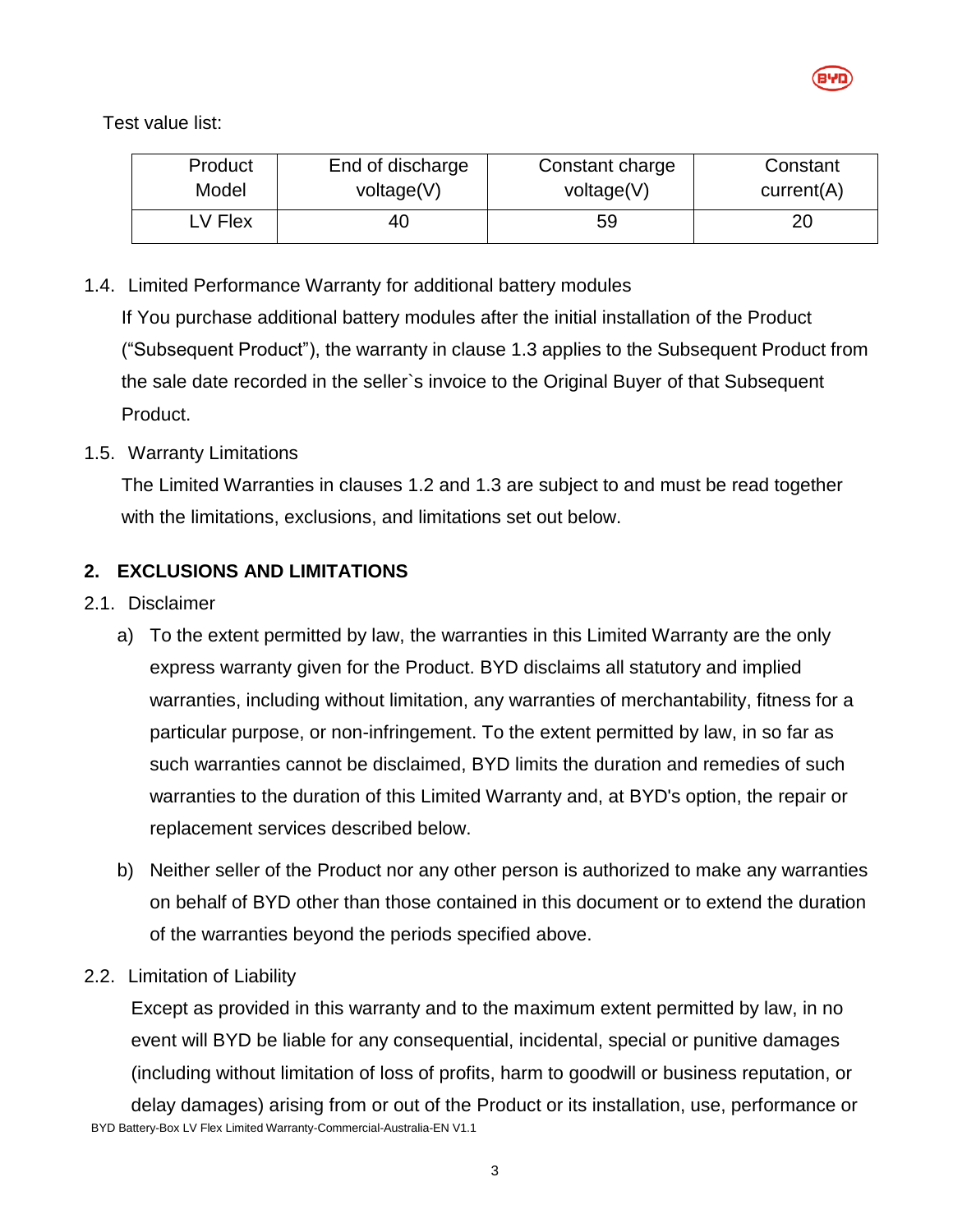Test value list:

| Product Model | End of discharge voltage(V) | Constant charge voltage(V) | Constant current(A) |
|---|---|---|---|
| LV Flex | 40 | 59 | 20 |

1.4. Limited Performance Warranty for additional battery modules

If You purchase additional battery modules after the initial installation of the Product ("Subsequent Product"), the warranty in clause 1.3 applies to the Subsequent Product from the sale date recorded in the seller`s invoice to the Original Buyer of that Subsequent Product.

1.5. Warranty Limitations

The Limited Warranties in clauses 1.2 and 1.3 are subject to and must be read together with the limitations, exclusions, and limitations set out below.

## 2. EXCLUSIONS AND LIMITATIONS

2.1. Disclaimer

a) To the extent permitted by law, the warranties in this Limited Warranty are the only express warranty given for the Product. BYD disclaims all statutory and implied warranties, including without limitation, any warranties of merchantability, fitness for a particular purpose, or non-infringement. To the extent permitted by law, in so far as such warranties cannot be disclaimed, BYD limits the duration and remedies of such warranties to the duration of this Limited Warranty and, at BYD's option, the repair or replacement services described below.

b) Neither seller of the Product nor any other person is authorized to make any warranties on behalf of BYD other than those contained in this document or to extend the duration of the warranties beyond the periods specified above.

2.2. Limitation of Liability

Except as provided in this warranty and to the maximum extent permitted by law, in no event will BYD be liable for any consequential, incidental, special or punitive damages (including without limitation of loss of profits, harm to goodwill or business reputation, or delay damages) arising from or out of the Product or its installation, use, performance or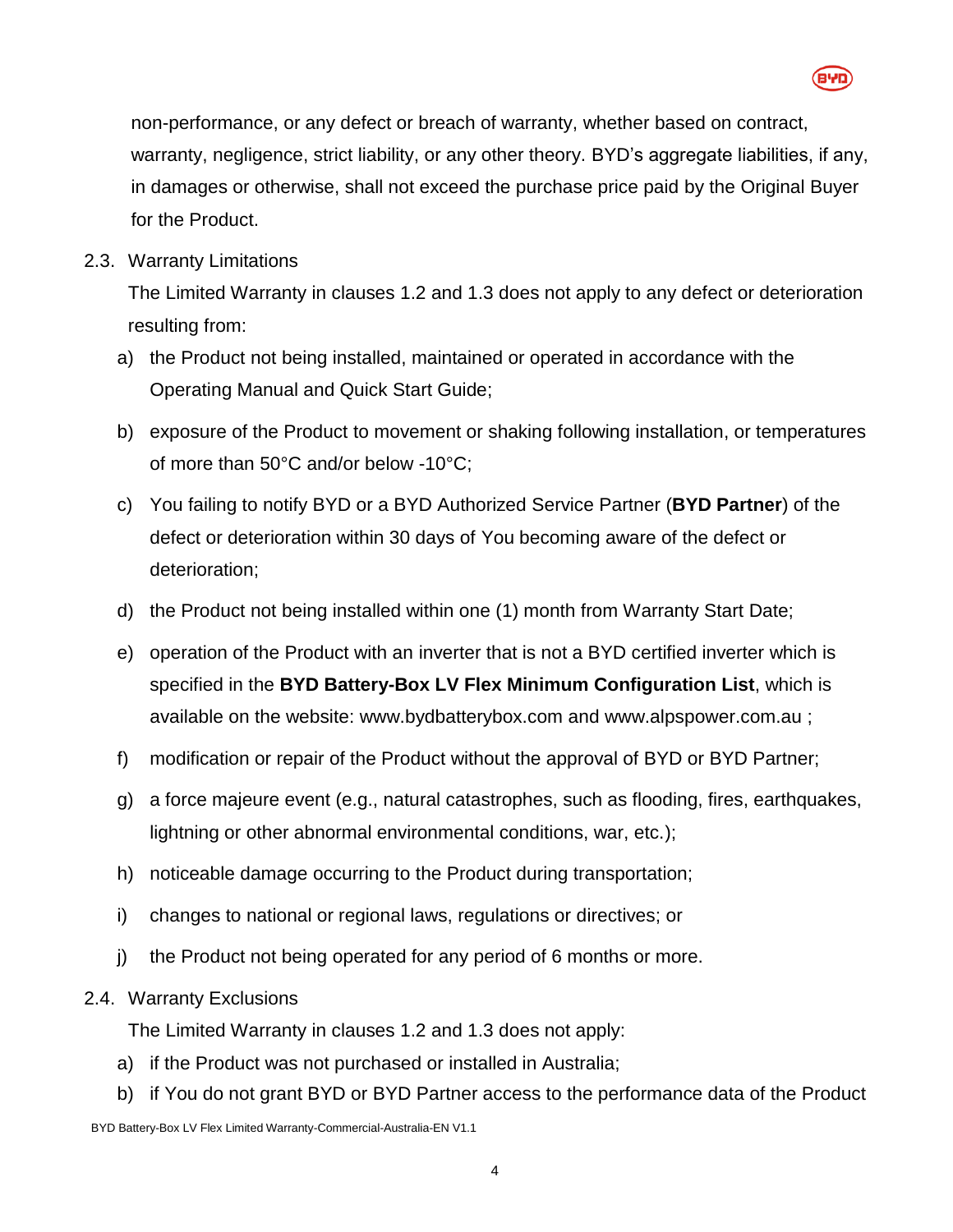non-performance, or any defect or breach of warranty, whether based on contract, warranty, negligence, strict liability, or any other theory. BYD's aggregate liabilities, if any, in damages or otherwise, shall not exceed the purchase price paid by the Original Buyer for the Product.

2.3. Warranty Limitations

The Limited Warranty in clauses 1.2 and 1.3 does not apply to any defect or deterioration resulting from:

a) the Product not being installed, maintained or operated in accordance with the Operating Manual and Quick Start Guide;

b) exposure of the Product to movement or shaking following installation, or temperatures of more than 50°C and/or below -10°C;

c) You failing to notify BYD or a BYD Authorized Service Partner (**BYD Partner**) of the defect or deterioration within 30 days of You becoming aware of the defect or deterioration;

d) the Product not being installed within one (1) month from Warranty Start Date;

e) operation of the Product with an inverter that is not a BYD certified inverter which is specified in the **BYD Battery-Box LV Flex Minimum Configuration List**, which is available on the website: www.bydbatterybox.com and www.alpspower.com.au ;

f) modification or repair of the Product without the approval of BYD or BYD Partner;

g) a force majeure event (e.g., natural catastrophes, such as flooding, fires, earthquakes, lightning or other abnormal environmental conditions, war, etc.);

h) noticeable damage occurring to the Product during transportation;

i) changes to national or regional laws, regulations or directives; or

j) the Product not being operated for any period of 6 months or more.

2.4. Warranty Exclusions

The Limited Warranty in clauses 1.2 and 1.3 does not apply:

a) if the Product was not purchased or installed in Australia;

b) if You do not grant BYD or BYD Partner access to the performance data of the Product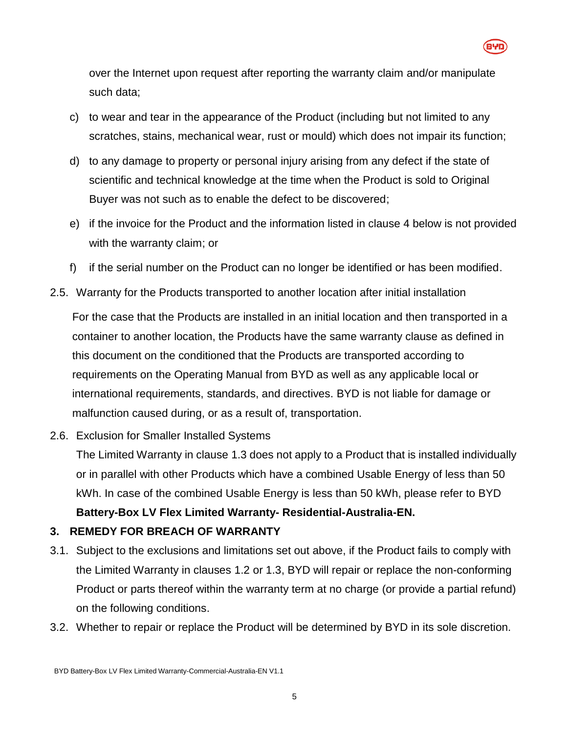over the Internet upon request after reporting the warranty claim and/or manipulate such data;

c) to wear and tear in the appearance of the Product (including but not limited to any scratches, stains, mechanical wear, rust or mould) which does not impair its function;

d) to any damage to property or personal injury arising from any defect if the state of scientific and technical knowledge at the time when the Product is sold to Original Buyer was not such as to enable the defect to be discovered;

e) if the invoice for the Product and the information listed in clause 4 below is not provided with the warranty claim; or

f) if the serial number on the Product can no longer be identified or has been modified.

2.5. Warranty for the Products transported to another location after initial installation

For the case that the Products are installed in an initial location and then transported in a container to another location, the Products have the same warranty clause as defined in this document on the conditioned that the Products are transported according to requirements on the Operating Manual from BYD as well as any applicable local or international requirements, standards, and directives. BYD is not liable for damage or malfunction caused during, or as a result of, transportation.

2.6. Exclusion for Smaller Installed Systems

The Limited Warranty in clause 1.3 does not apply to a Product that is installed individually or in parallel with other Products which have a combined Usable Energy of less than 50 kWh. In case of the combined Usable Energy is less than 50 kWh, please refer to BYD **Battery-Box LV Flex Limited Warranty- Residential-Australia-EN.**

## 3. REMEDY FOR BREACH OF WARRANTY

3.1. Subject to the exclusions and limitations set out above, if the Product fails to comply with the Limited Warranty in clauses 1.2 or 1.3, BYD will repair or replace the non-conforming Product or parts thereof within the warranty term at no charge (or provide a partial refund) on the following conditions.

3.2. Whether to repair or replace the Product will be determined by BYD in its sole discretion.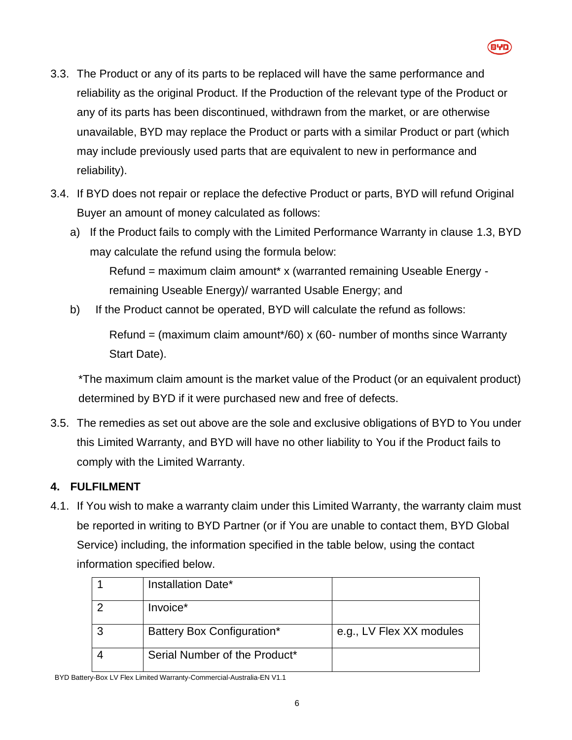3.3. The Product or any of its parts to be replaced will have the same performance and reliability as the original Product. If the Production of the relevant type of the Product or any of its parts has been discontinued, withdrawn from the market, or are otherwise unavailable, BYD may replace the Product or parts with a similar Product or part (which may include previously used parts that are equivalent to new in performance and reliability).

3.4. If BYD does not repair or replace the defective Product or parts, BYD will refund Original Buyer an amount of money calculated as follows:

a) If the Product fails to comply with the Limited Performance Warranty in clause 1.3, BYD may calculate the refund using the formula below:

   Refund = maximum claim amount* x (warranted remaining Useable Energy - remaining Useable Energy)/ warranted Usable Energy; and

b) If the Product cannot be operated, BYD will calculate the refund as follows:

   Refund = (maximum claim amount*/60) x (60- number of months since Warranty Start Date).

*The maximum claim amount is the market value of the Product (or an equivalent product) determined by BYD if it were purchased new and free of defects.

3.5. The remedies as set out above are the sole and exclusive obligations of BYD to You under this Limited Warranty, and BYD will have no other liability to You if the Product fails to comply with the Limited Warranty.

## 4. FULFILMENT

4.1. If You wish to make a warranty claim under this Limited Warranty, the warranty claim must be reported in writing to BYD Partner (or if You are unable to contact them, BYD Global Service) including, the information specified in the table below, using the contact information specified below.

| | | |
|---|---|---|
| 1 | Installation Date* | |
| 2 | Invoice* | |
| 3 | Battery Box Configuration* | e.g., LV Flex XX modules |
| 4 | Serial Number of the Product* | |

BYD Battery-Box LV Flex Limited Warranty-Commercial-Australia-EN V1.1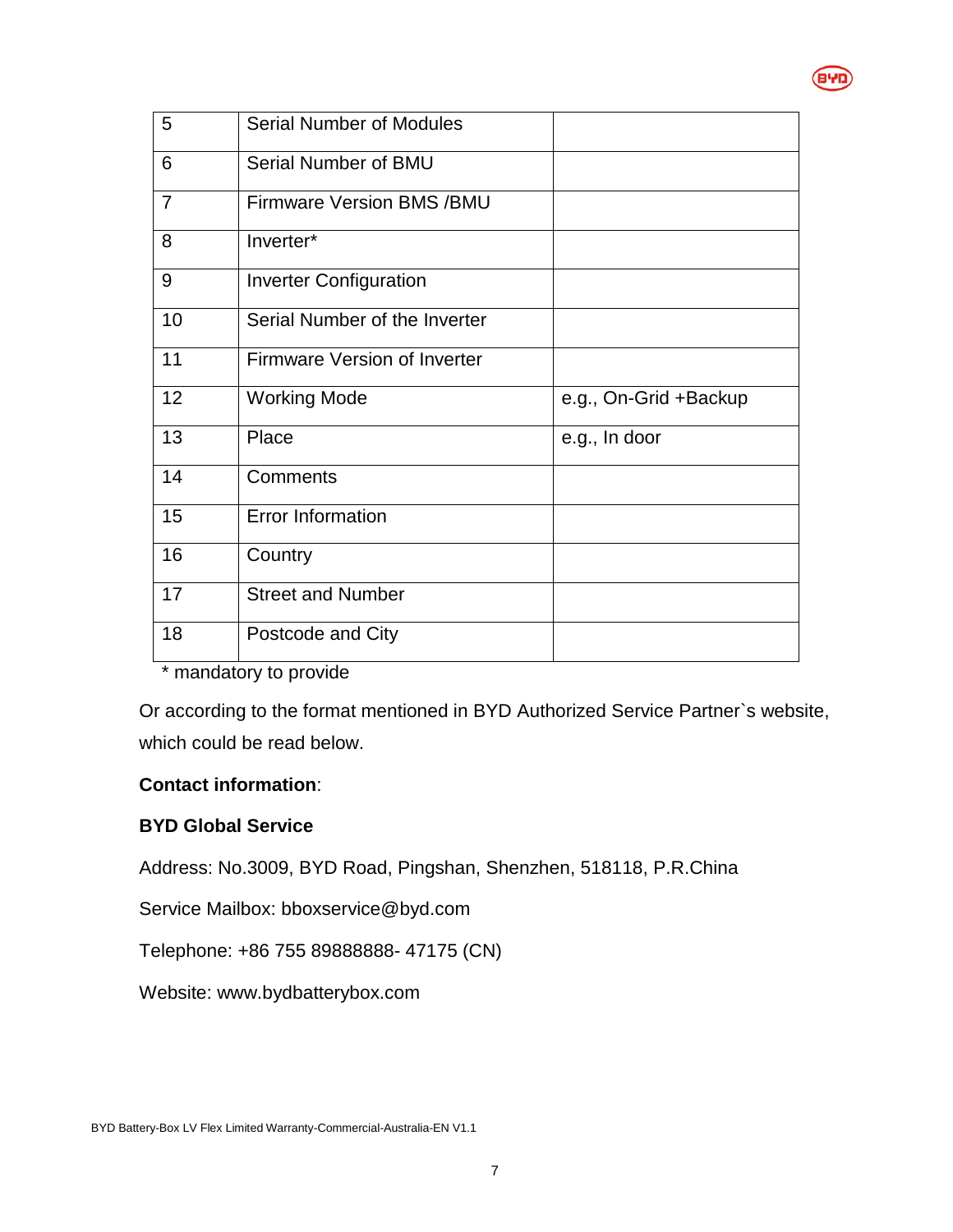| 5 | Serial Number of Modules | |
|---|---|---|
| 6 | Serial Number of BMU | |
| 7 | Firmware Version BMS /BMU | |
| 8 | Inverter* | |
| 9 | Inverter Configuration | |
| 10 | Serial Number of the Inverter | |
| 11 | Firmware Version of Inverter | |
| 12 | Working Mode | e.g., On-Grid +Backup |
| 13 | Place | e.g., In door |
| 14 | Comments | |
| 15 | Error Information | |
| 16 | Country | |
| 17 | Street and Number | |
| 18 | Postcode and City | |

\* mandatory to provide

Or according to the format mentioned in BYD Authorized Service Partner`s website, which could be read below.

**Contact information**:

**BYD Global Service**

Address: No.3009, BYD Road, Pingshan, Shenzhen, 518118, P.R.China

Service Mailbox: bboxservice@byd.com

Telephone: +86 755 89888888- 47175 (CN)

Website: www.bydbatterybox.com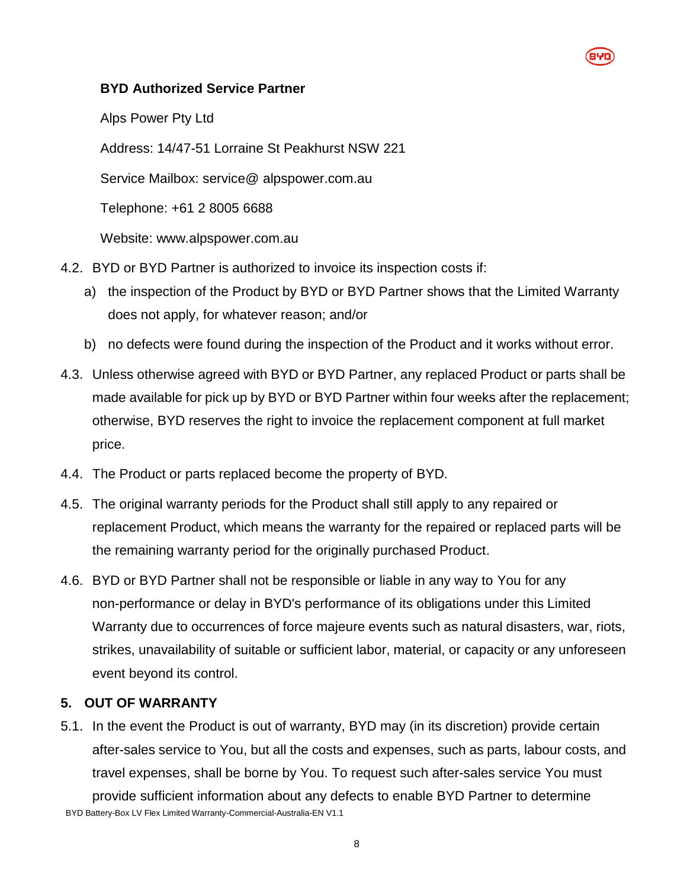**BYD Authorized Service Partner**

Alps Power Pty Ltd

Address: 14/47-51 Lorraine St Peakhurst NSW 221

Service Mailbox: service@ alpspower.com.au

Telephone: +61 2 8005 6688

Website: www.alpspower.com.au

4.2. BYD or BYD Partner is authorized to invoice its inspection costs if:

   a) the inspection of the Product by BYD or BYD Partner shows that the Limited Warranty does not apply, for whatever reason; and/or

   b) no defects were found during the inspection of the Product and it works without error.

4.3. Unless otherwise agreed with BYD or BYD Partner, any replaced Product or parts shall be made available for pick up by BYD or BYD Partner within four weeks after the replacement; otherwise, BYD reserves the right to invoice the replacement component at full market price.

4.4. The Product or parts replaced become the property of BYD.

4.5. The original warranty periods for the Product shall still apply to any repaired or replacement Product, which means the warranty for the repaired or replaced parts will be the remaining warranty period for the originally purchased Product.

4.6. BYD or BYD Partner shall not be responsible or liable in any way to You for any non-performance or delay in BYD's performance of its obligations under this Limited Warranty due to occurrences of force majeure events such as natural disasters, war, riots, strikes, unavailability of suitable or sufficient labor, material, or capacity or any unforeseen event beyond its control.

## 5. OUT OF WARRANTY

5.1. In the event the Product is out of warranty, BYD may (in its discretion) provide certain after-sales service to You, but all the costs and expenses, such as parts, labour costs, and travel expenses, shall be borne by You. To request such after-sales service You must provide sufficient information about any defects to enable BYD Partner to determine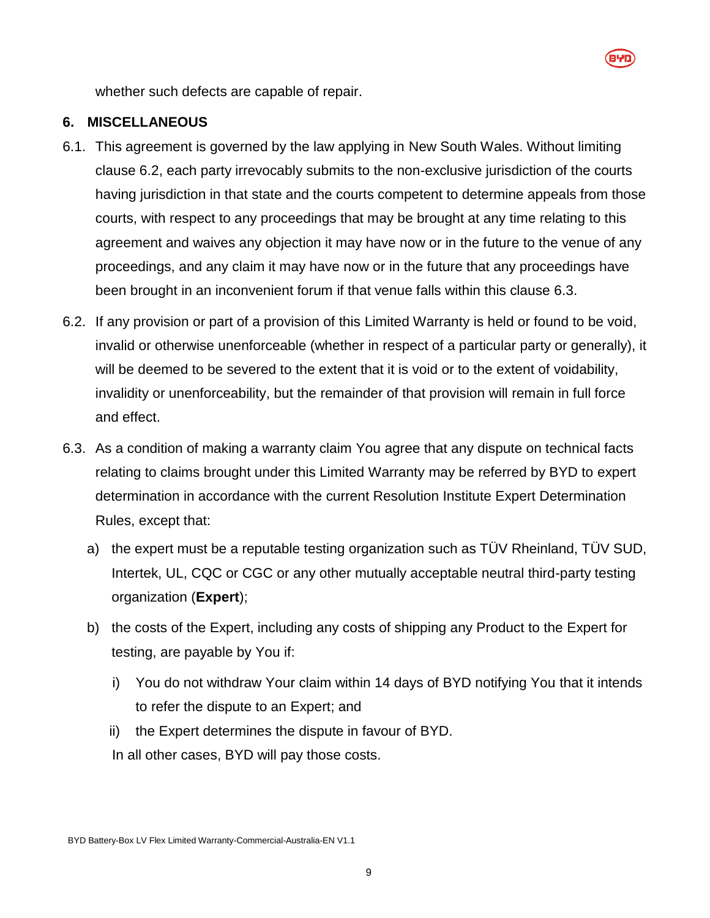whether such defects are capable of repair.

## 6. MISCELLANEOUS

6.1. This agreement is governed by the law applying in New South Wales. Without limiting clause 6.2, each party irrevocably submits to the non-exclusive jurisdiction of the courts having jurisdiction in that state and the courts competent to determine appeals from those courts, with respect to any proceedings that may be brought at any time relating to this agreement and waives any objection it may have now or in the future to the venue of any proceedings, and any claim it may have now or in the future that any proceedings have been brought in an inconvenient forum if that venue falls within this clause 6.3.

6.2. If any provision or part of a provision of this Limited Warranty is held or found to be void, invalid or otherwise unenforceable (whether in respect of a particular party or generally), it will be deemed to be severed to the extent that it is void or to the extent of voidability, invalidity or unenforceability, but the remainder of that provision will remain in full force and effect.

6.3. As a condition of making a warranty claim You agree that any dispute on technical facts relating to claims brought under this Limited Warranty may be referred by BYD to expert determination in accordance with the current Resolution Institute Expert Determination Rules, except that:

   a) the expert must be a reputable testing organization such as TÜV Rheinland, TÜV SUD, Intertek, UL, CQC or CGC or any other mutually acceptable neutral third-party testing organization (**Expert**);

   b) the costs of the Expert, including any costs of shipping any Product to the Expert for testing, are payable by You if:

      i) You do not withdraw Your claim within 14 days of BYD notifying You that it intends to refer the dispute to an Expert; and

      ii) the Expert determines the dispute in favour of BYD.

   In all other cases, BYD will pay those costs.

BYD Battery-Box LV Flex Limited Warranty-Commercial-Australia-EN V1.1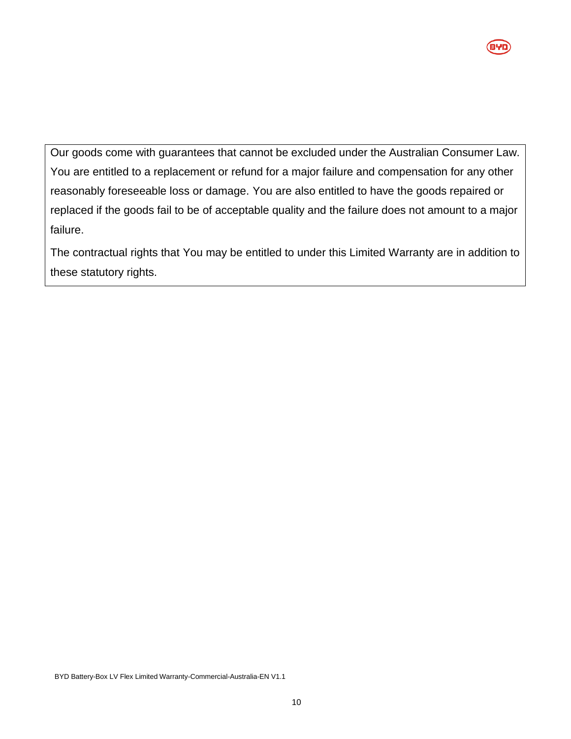Our goods come with guarantees that cannot be excluded under the Australian Consumer Law. You are entitled to a replacement or refund for a major failure and compensation for any other reasonably foreseeable loss or damage. You are also entitled to have the goods repaired or replaced if the goods fail to be of acceptable quality and the failure does not amount to a major failure.

The contractual rights that You may be entitled to under this Limited Warranty are in addition to these statutory rights.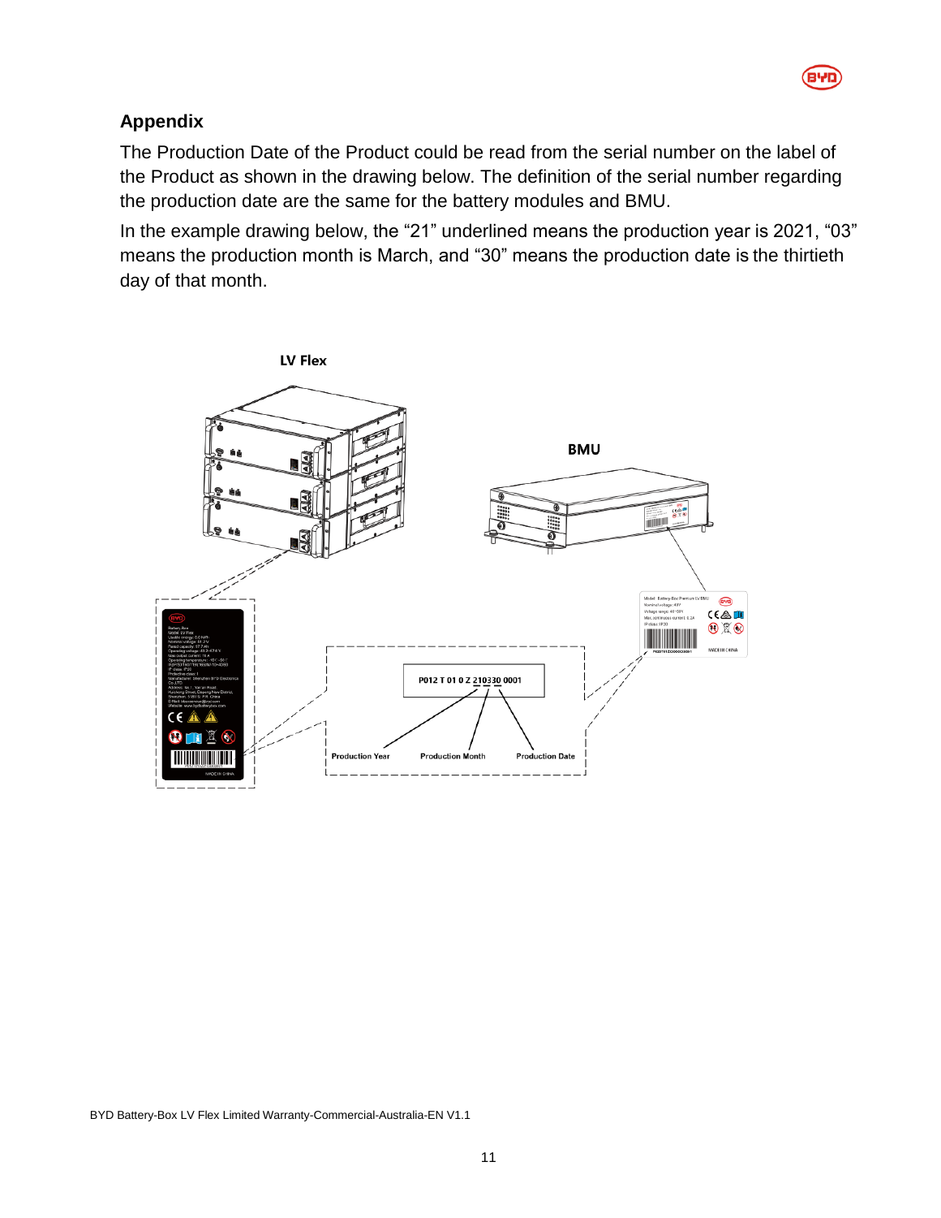## Appendix

The Production Date of the Product could be read from the serial number on the label of the Product as shown in the drawing below. The definition of the serial number regarding the production date are the same for the battery modules and BMU.

In the example drawing below, the “21” underlined means the production year is 2021, “03” means the production month is March, and “30” means the production date is the thirtieth day of that month.

LV Flex

BMU

P012 T 01 0 Z 210330 0001

Production Year

Production Month

Production Date